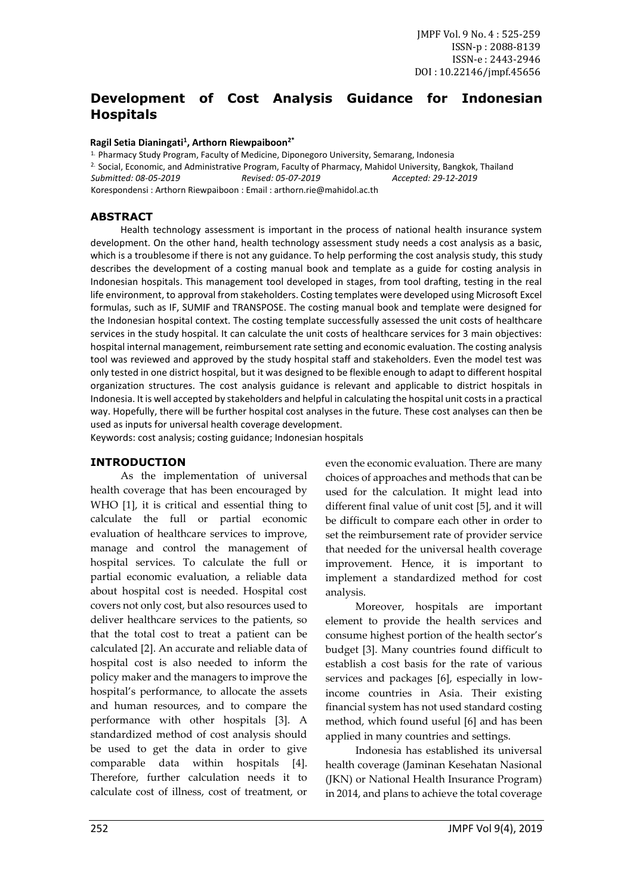# Development of Cost Analysis Guidance for Indonesian Hospitals

**Ragil Setia Dianingati[1], Arthorn Riewpaiboon[2*]**

[1] Pharmacy Study Program, Faculty of Medicine, Diponegoro University, Semarang, Indonesia
[2] Social, Economic, and Administrative Program, Faculty of Pharmacy, Mahidol University, Bangkok, Thailand
*Submitted: 08-05-2019* *Revised: 05-07-2019* *Accepted: 29-12-2019*
Korespondensi : Arthorn Riewpaiboon : Email : arthorn.rie@mahidol.ac.th

## ABSTRACT

Health technology assessment is important in the process of national health insurance system development. On the other hand, health technology assessment study needs a cost analysis as a basic, which is a troublesome if there is not any guidance. To help performing the cost analysis study, this study describes the development of a costing manual book and template as a guide for costing analysis in Indonesian hospitals. This management tool developed in stages, from tool drafting, testing in the real life environment, to approval from stakeholders. Costing templates were developed using Microsoft Excel formulas, such as IF, SUMIF and TRANSPOSE. The costing manual book and template were designed for the Indonesian hospital context. The costing template successfully assessed the unit costs of healthcare services in the study hospital. It can calculate the unit costs of healthcare services for 3 main objectives: hospital internal management, reimbursement rate setting and economic evaluation. The costing analysis tool was reviewed and approved by the study hospital staff and stakeholders. Even the model test was only tested in one district hospital, but it was designed to be flexible enough to adapt to different hospital organization structures. The cost analysis guidance is relevant and applicable to district hospitals in Indonesia. It is well accepted by stakeholders and helpful in calculating the hospital unit costs in a practical way. Hopefully, there will be further hospital cost analyses in the future. These cost analyses can then be used as inputs for universal health coverage development.

Keywords: cost analysis; costing guidance; Indonesian hospitals

## INTRODUCTION

As the implementation of universal health coverage that has been encouraged by WHO [1], it is critical and essential thing to calculate the full or partial economic evaluation of healthcare services to improve, manage and control the management of hospital services. To calculate the full or partial economic evaluation, a reliable data about hospital cost is needed. Hospital cost covers not only cost, but also resources used to deliver healthcare services to the patients, so that the total cost to treat a patient can be calculated [2]. An accurate and reliable data of hospital cost is also needed to inform the policy maker and the managers to improve the hospital's performance, to allocate the assets and human resources, and to compare the performance with other hospitals [3]. A standardized method of cost analysis should be used to get the data in order to give comparable data within hospitals [4]. Therefore, further calculation needs it to calculate cost of illness, cost of treatment, or even the economic evaluation. There are many choices of approaches and methods that can be used for the calculation. It might lead into different final value of unit cost [5], and it will be difficult to compare each other in order to set the reimbursement rate of provider service that needed for the universal health coverage improvement. Hence, it is important to implement a standardized method for cost analysis.

Moreover, hospitals are important element to provide the health services and consume highest portion of the health sector's budget [3]. Many countries found difficult to establish a cost basis for the rate of various services and packages [6], especially in low-income countries in Asia. Their existing financial system has not used standard costing method, which found useful [6] and has been applied in many countries and settings.

Indonesia has established its universal health coverage (Jaminan Kesehatan Nasional (JKN) or National Health Insurance Program) in 2014, and plans to achieve the total coverage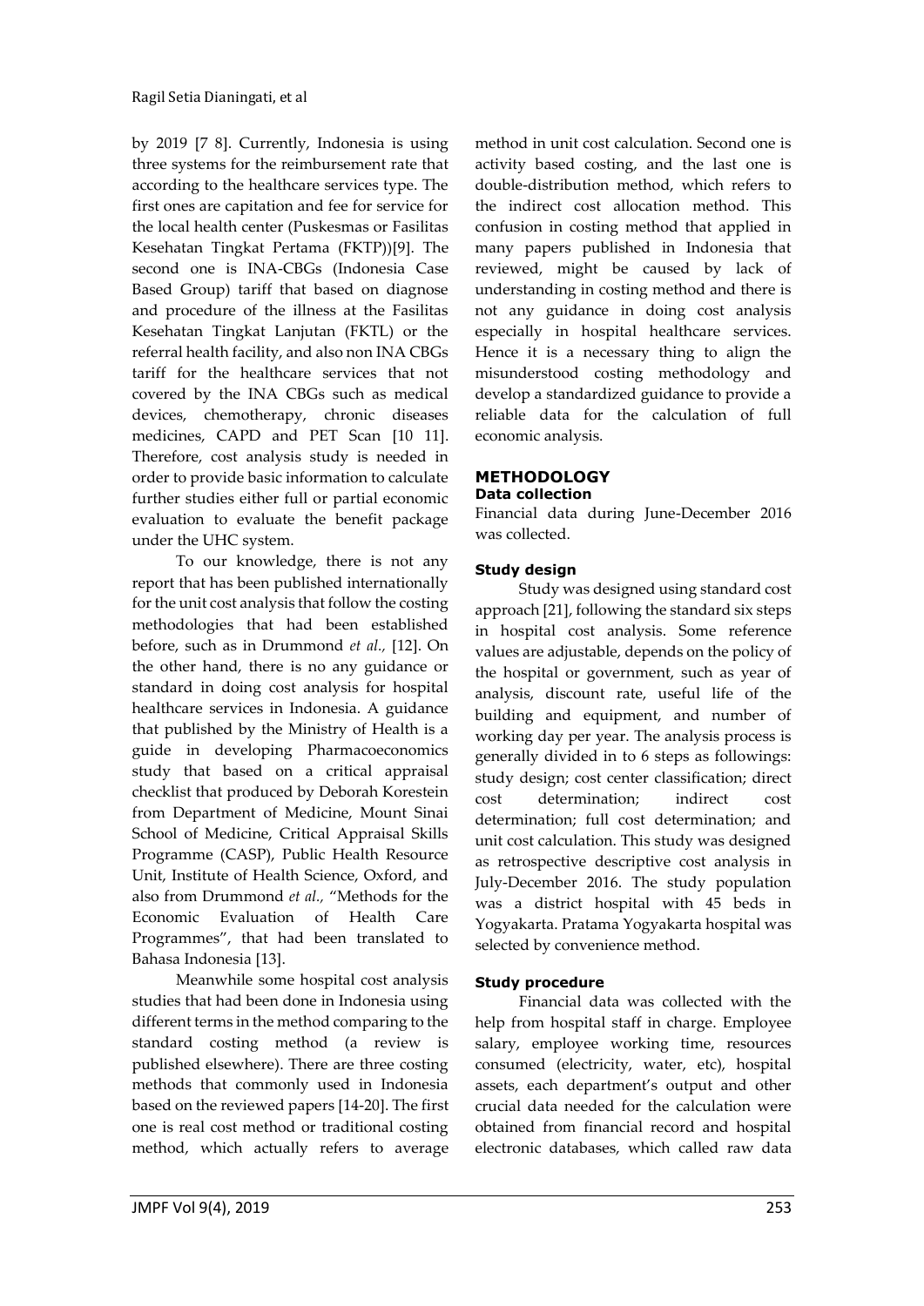by 2019 [7 8]. Currently, Indonesia is using three systems for the reimbursement rate that according to the healthcare services type. The first ones are capitation and fee for service for the local health center (Puskesmas or Fasilitas Kesehatan Tingkat Pertama (FKTP))[9]. The second one is INA-CBGs (Indonesia Case Based Group) tariff that based on diagnose and procedure of the illness at the Fasilitas Kesehatan Tingkat Lanjutan (FKTL) or the referral health facility, and also non INA CBGs tariff for the healthcare services that not covered by the INA CBGs such as medical devices, chemotherapy, chronic diseases medicines, CAPD and PET Scan [10 11]. Therefore, cost analysis study is needed in order to provide basic information to calculate further studies either full or partial economic evaluation to evaluate the benefit package under the UHC system.

To our knowledge, there is not any report that has been published internationally for the unit cost analysis that follow the costing methodologies that had been established before, such as in Drummond *et al.,* [12]. On the other hand, there is no any guidance or standard in doing cost analysis for hospital healthcare services in Indonesia. A guidance that published by the Ministry of Health is a guide in developing Pharmacoeconomics study that based on a critical appraisal checklist that produced by Deborah Korestein from Department of Medicine, Mount Sinai School of Medicine, Critical Appraisal Skills Programme (CASP), Public Health Resource Unit, Institute of Health Science, Oxford, and also from Drummond *et al.,* "Methods for the Economic Evaluation of Health Care Programmes", that had been translated to Bahasa Indonesia [13].

Meanwhile some hospital cost analysis studies that had been done in Indonesia using different terms in the method comparing to the standard costing method (a review is published elsewhere). There are three costing methods that commonly used in Indonesia based on the reviewed papers [14-20]. The first one is real cost method or traditional costing method, which actually refers to average method in unit cost calculation. Second one is activity based costing, and the last one is double-distribution method, which refers to the indirect cost allocation method. This confusion in costing method that applied in many papers published in Indonesia that reviewed, might be caused by lack of understanding in costing method and there is not any guidance in doing cost analysis especially in hospital healthcare services. Hence it is a necessary thing to align the misunderstood costing methodology and develop a standardized guidance to provide a reliable data for the calculation of full economic analysis.

## METHODOLOGY

### Data collection

Financial data during June-December 2016 was collected.

### Study design

Study was designed using standard cost approach [21], following the standard six steps in hospital cost analysis. Some reference values are adjustable, depends on the policy of the hospital or government, such as year of analysis, discount rate, useful life of the building and equipment, and number of working day per year. The analysis process is generally divided in to 6 steps as followings: study design; cost center classification; direct cost determination; indirect cost determination; full cost determination; and unit cost calculation. This study was designed as retrospective descriptive cost analysis in July-December 2016. The study population was a district hospital with 45 beds in Yogyakarta. Pratama Yogyakarta hospital was selected by convenience method.

### Study procedure

Financial data was collected with the help from hospital staff in charge. Employee salary, employee working time, resources consumed (electricity, water, etc), hospital assets, each department's output and other crucial data needed for the calculation were obtained from financial record and hospital electronic databases, which called raw data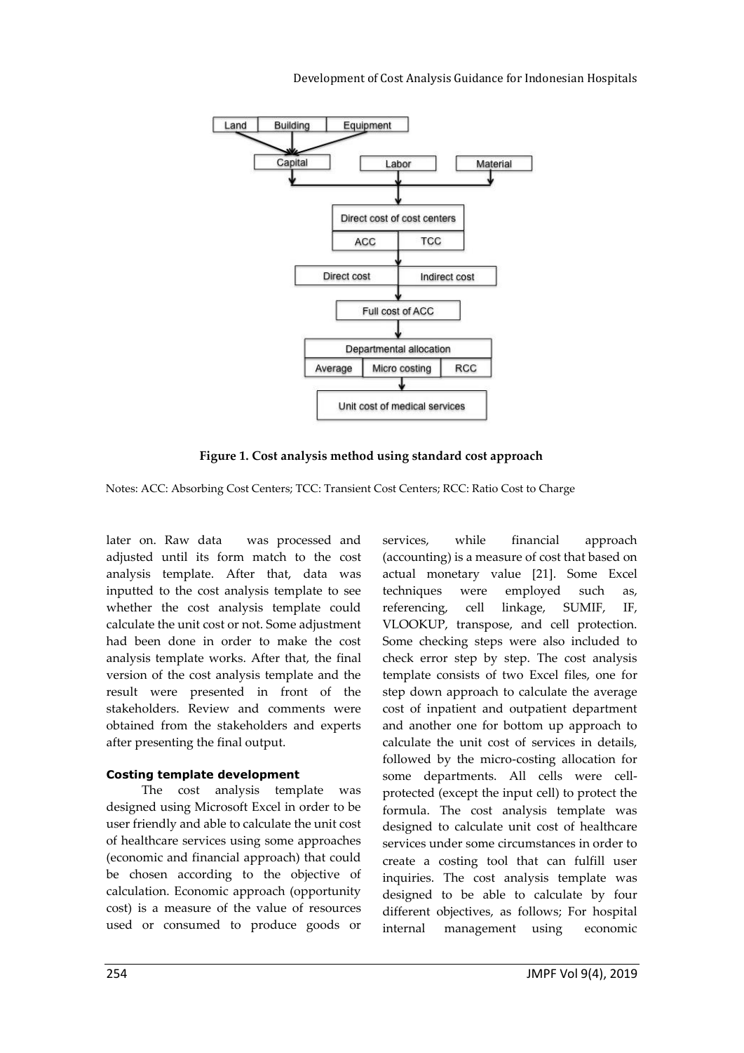Figure 1. Cost analysis method using standard cost approach

Notes: ACC: Absorbing Cost Centers; TCC: Transient Cost Centers; RCC: Ratio Cost to Charge

later on. Raw data was processed and adjusted until its form match to the cost analysis template. After that, data was inputted to the cost analysis template to see whether the cost analysis template could calculate the unit cost or not. Some adjustment had been done in order to make the cost analysis template works. After that, the final version of the cost analysis template and the result were presented in front of the stakeholders. Review and comments were obtained from the stakeholders and experts after presenting the final output.

**Costing template development**

The cost analysis template was designed using Microsoft Excel in order to be user friendly and able to calculate the unit cost of healthcare services using some approaches (economic and financial approach) that could be chosen according to the objective of calculation. Economic approach (opportunity cost) is a measure of the value of resources used or consumed to produce goods or services, while financial approach (accounting) is a measure of cost that based on actual monetary value [21]. Some Excel techniques were employed such as, referencing, cell linkage, SUMIF, IF, VLOOKUP, transpose, and cell protection. Some checking steps were also included to check error step by step. The cost analysis template consists of two Excel files, one for step down approach to calculate the average cost of inpatient and outpatient department and another one for bottom up approach to calculate the unit cost of services in details, followed by the micro-costing allocation for some departments. All cells were cell-protected (except the input cell) to protect the formula. The cost analysis template was designed to calculate unit cost of healthcare services under some circumstances in order to create a costing tool that can fulfill user inquiries. The cost analysis template was designed to be able to calculate by four different objectives, as follows; For hospital internal management using economic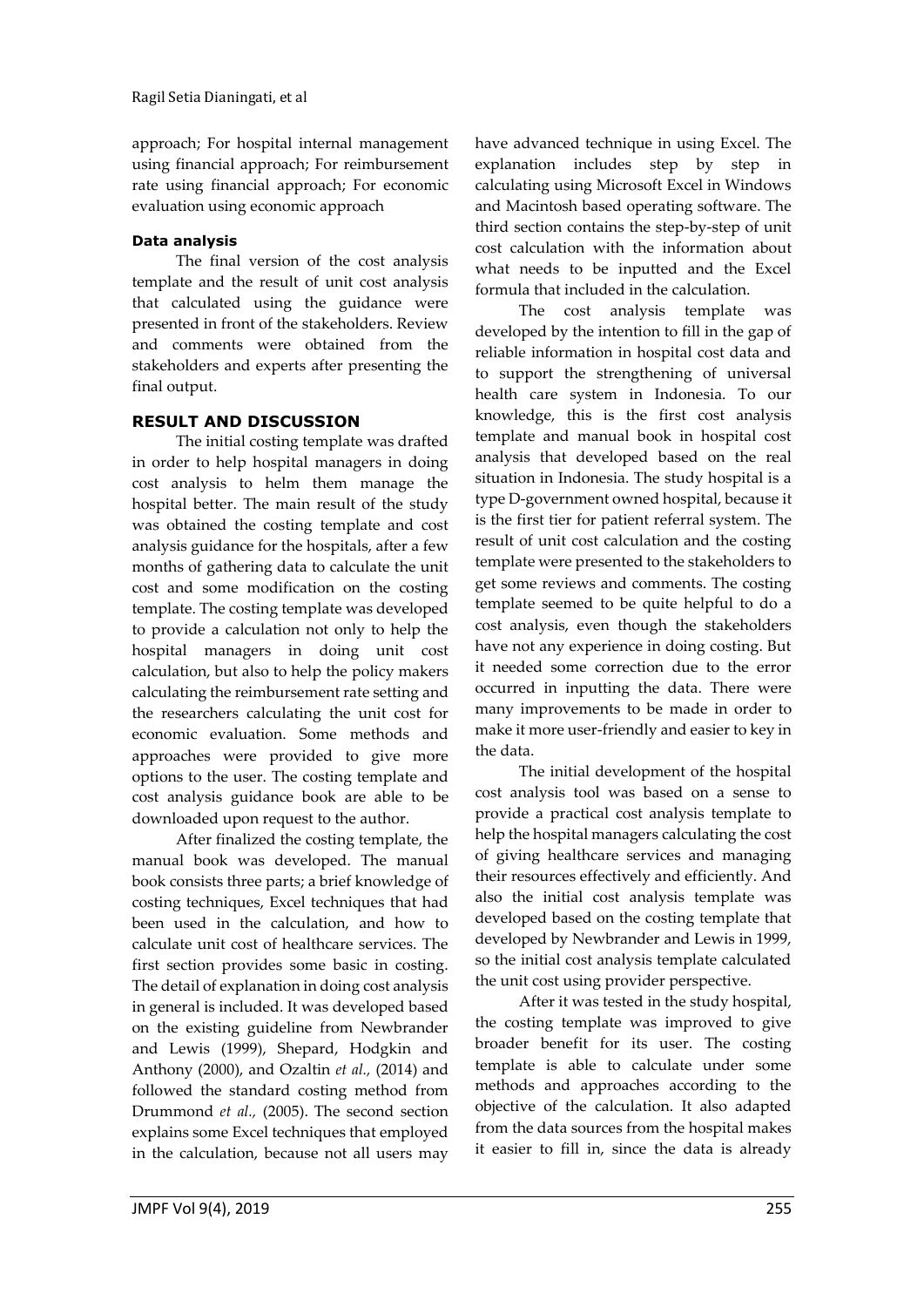approach; For hospital internal management using financial approach; For reimbursement rate using financial approach; For economic evaluation using economic approach

#### Data analysis

The final version of the cost analysis template and the result of unit cost analysis that calculated using the guidance were presented in front of the stakeholders. Review and comments were obtained from the stakeholders and experts after presenting the final output.

## RESULT AND DISCUSSION

The initial costing template was drafted in order to help hospital managers in doing cost analysis to helm them manage the hospital better. The main result of the study was obtained the costing template and cost analysis guidance for the hospitals, after a few months of gathering data to calculate the unit cost and some modification on the costing template. The costing template was developed to provide a calculation not only to help the hospital managers in doing unit cost calculation, but also to help the policy makers calculating the reimbursement rate setting and the researchers calculating the unit cost for economic evaluation. Some methods and approaches were provided to give more options to the user. The costing template and cost analysis guidance book are able to be downloaded upon request to the author.

After finalized the costing template, the manual book was developed. The manual book consists three parts; a brief knowledge of costing techniques, Excel techniques that had been used in the calculation, and how to calculate unit cost of healthcare services. The first section provides some basic in costing. The detail of explanation in doing cost analysis in general is included. It was developed based on the existing guideline from Newbrander and Lewis (1999), Shepard, Hodgkin and Anthony (2000), and Ozaltin *et al.,* (2014) and followed the standard costing method from Drummond *et al.,* (2005). The second section explains some Excel techniques that employed in the calculation, because not all users may have advanced technique in using Excel. The explanation includes step by step in calculating using Microsoft Excel in Windows and Macintosh based operating software. The third section contains the step-by-step of unit cost calculation with the information about what needs to be inputted and the Excel formula that included in the calculation.

The cost analysis template was developed by the intention to fill in the gap of reliable information in hospital cost data and to support the strengthening of universal health care system in Indonesia. To our knowledge, this is the first cost analysis template and manual book in hospital cost analysis that developed based on the real situation in Indonesia. The study hospital is a type D-government owned hospital, because it is the first tier for patient referral system. The result of unit cost calculation and the costing template were presented to the stakeholders to get some reviews and comments. The costing template seemed to be quite helpful to do a cost analysis, even though the stakeholders have not any experience in doing costing. But it needed some correction due to the error occurred in inputting the data. There were many improvements to be made in order to make it more user-friendly and easier to key in the data.

The initial development of the hospital cost analysis tool was based on a sense to provide a practical cost analysis template to help the hospital managers calculating the cost of giving healthcare services and managing their resources effectively and efficiently. And also the initial cost analysis template was developed based on the costing template that developed by Newbrander and Lewis in 1999, so the initial cost analysis template calculated the unit cost using provider perspective.

After it was tested in the study hospital, the costing template was improved to give broader benefit for its user. The costing template is able to calculate under some methods and approaches according to the objective of the calculation. It also adapted from the data sources from the hospital makes it easier to fill in, since the data is already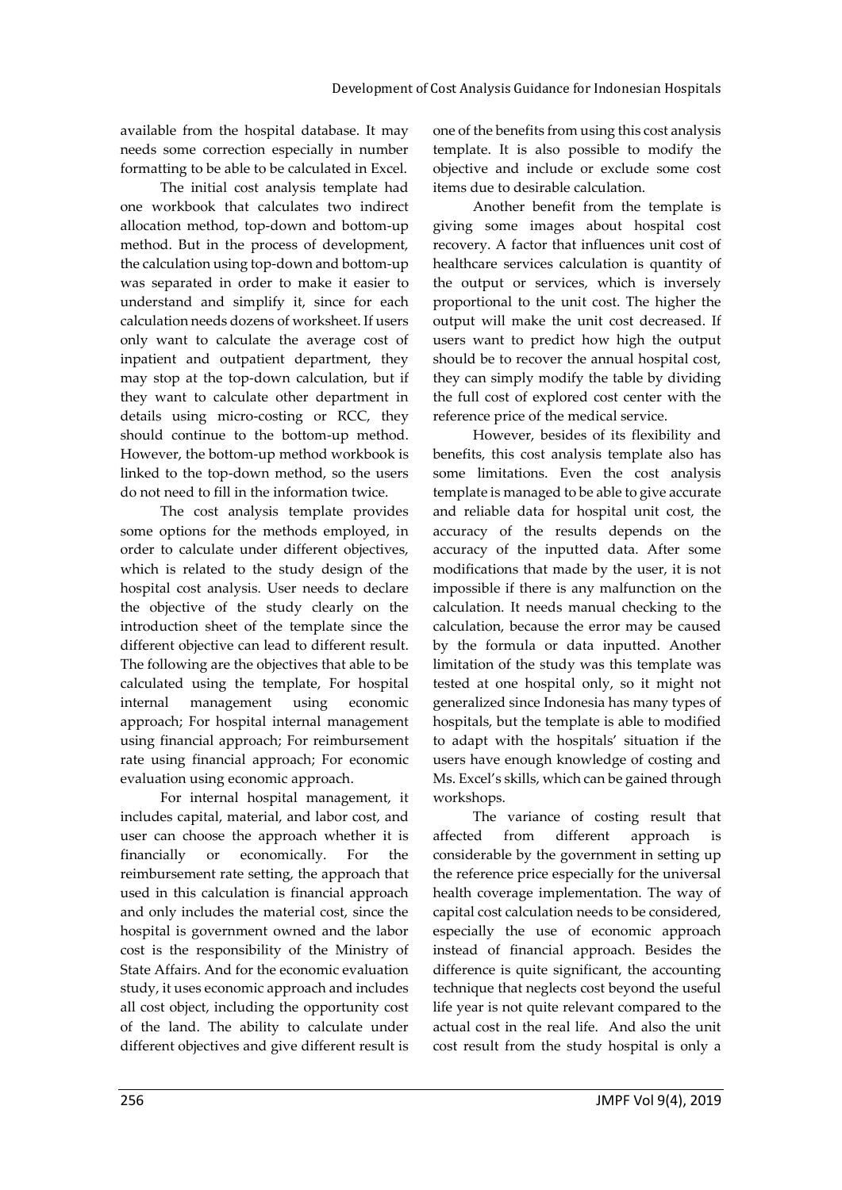available from the hospital database. It may needs some correction especially in number formatting to be able to be calculated in Excel.

The initial cost analysis template had one workbook that calculates two indirect allocation method, top-down and bottom-up method. But in the process of development, the calculation using top-down and bottom-up was separated in order to make it easier to understand and simplify it, since for each calculation needs dozens of worksheet. If users only want to calculate the average cost of inpatient and outpatient department, they may stop at the top-down calculation, but if they want to calculate other department in details using micro-costing or RCC, they should continue to the bottom-up method. However, the bottom-up method workbook is linked to the top-down method, so the users do not need to fill in the information twice.

The cost analysis template provides some options for the methods employed, in order to calculate under different objectives, which is related to the study design of the hospital cost analysis. User needs to declare the objective of the study clearly on the introduction sheet of the template since the different objective can lead to different result. The following are the objectives that able to be calculated using the template, For hospital internal management using economic approach; For hospital internal management using financial approach; For reimbursement rate using financial approach; For economic evaluation using economic approach.

For internal hospital management, it includes capital, material, and labor cost, and user can choose the approach whether it is financially or economically. For the reimbursement rate setting, the approach that used in this calculation is financial approach and only includes the material cost, since the hospital is government owned and the labor cost is the responsibility of the Ministry of State Affairs. And for the economic evaluation study, it uses economic approach and includes all cost object, including the opportunity cost of the land. The ability to calculate under different objectives and give different result is one of the benefits from using this cost analysis template. It is also possible to modify the objective and include or exclude some cost items due to desirable calculation.

Another benefit from the template is giving some images about hospital cost recovery. A factor that influences unit cost of healthcare services calculation is quantity of the output or services, which is inversely proportional to the unit cost. The higher the output will make the unit cost decreased. If users want to predict how high the output should be to recover the annual hospital cost, they can simply modify the table by dividing the full cost of explored cost center with the reference price of the medical service.

However, besides of its flexibility and benefits, this cost analysis template also has some limitations. Even the cost analysis template is managed to be able to give accurate and reliable data for hospital unit cost, the accuracy of the results depends on the accuracy of the inputted data. After some modifications that made by the user, it is not impossible if there is any malfunction on the calculation. It needs manual checking to the calculation, because the error may be caused by the formula or data inputted. Another limitation of the study was this template was tested at one hospital only, so it might not generalized since Indonesia has many types of hospitals, but the template is able to modified to adapt with the hospitals' situation if the users have enough knowledge of costing and Ms. Excel's skills, which can be gained through workshops.

The variance of costing result that affected from different approach is considerable by the government in setting up the reference price especially for the universal health coverage implementation. The way of capital cost calculation needs to be considered, especially the use of economic approach instead of financial approach. Besides the difference is quite significant, the accounting technique that neglects cost beyond the useful life year is not quite relevant compared to the actual cost in the real life. And also the unit cost result from the study hospital is only a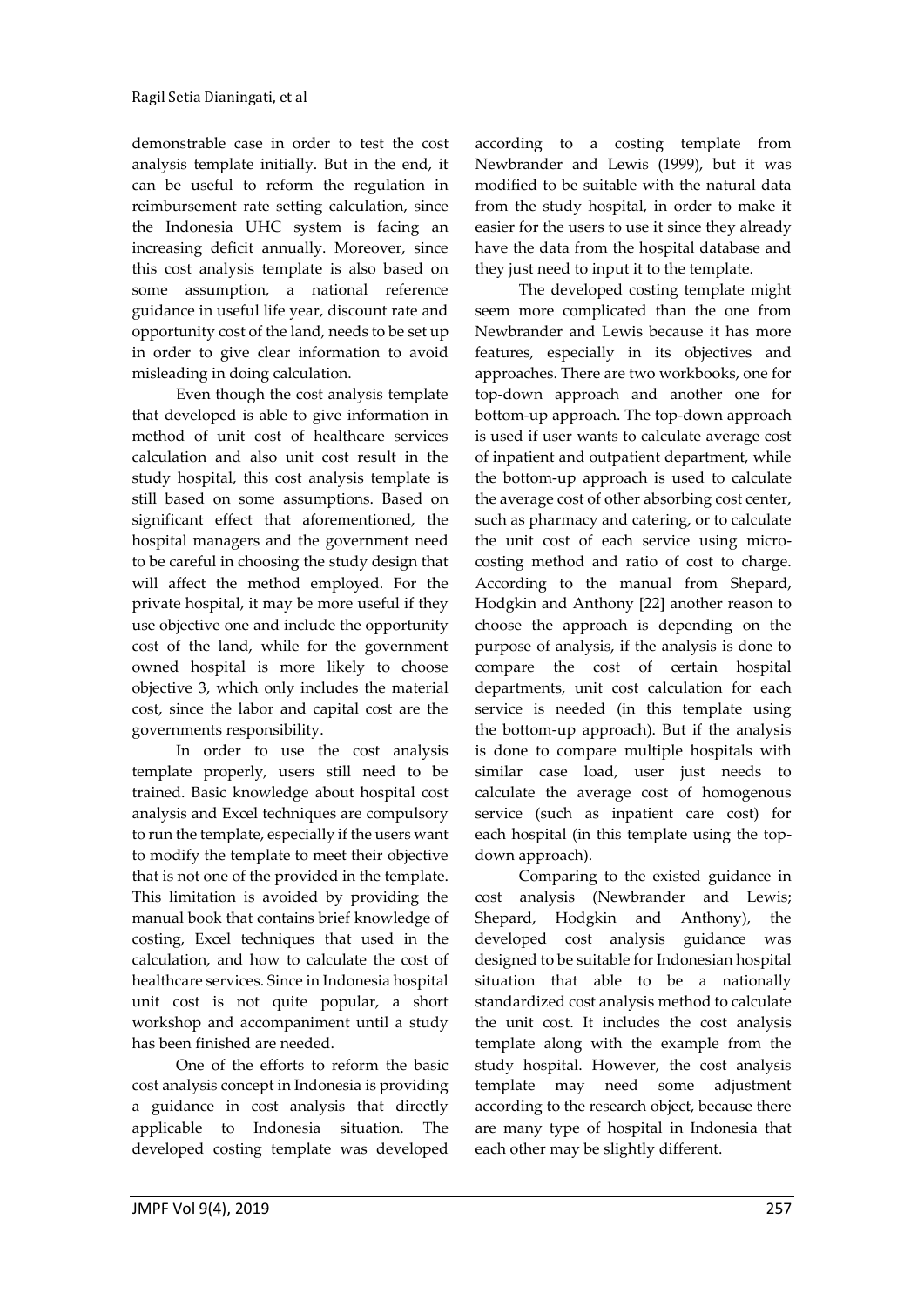demonstrable case in order to test the cost analysis template initially. But in the end, it can be useful to reform the regulation in reimbursement rate setting calculation, since the Indonesia UHC system is facing an increasing deficit annually. Moreover, since this cost analysis template is also based on some assumption, a national reference guidance in useful life year, discount rate and opportunity cost of the land, needs to be set up in order to give clear information to avoid misleading in doing calculation.

Even though the cost analysis template that developed is able to give information in method of unit cost of healthcare services calculation and also unit cost result in the study hospital, this cost analysis template is still based on some assumptions. Based on significant effect that aforementioned, the hospital managers and the government need to be careful in choosing the study design that will affect the method employed. For the private hospital, it may be more useful if they use objective one and include the opportunity cost of the land, while for the government owned hospital is more likely to choose objective 3, which only includes the material cost, since the labor and capital cost are the governments responsibility.

In order to use the cost analysis template properly, users still need to be trained. Basic knowledge about hospital cost analysis and Excel techniques are compulsory to run the template, especially if the users want to modify the template to meet their objective that is not one of the provided in the template. This limitation is avoided by providing the manual book that contains brief knowledge of costing, Excel techniques that used in the calculation, and how to calculate the cost of healthcare services. Since in Indonesia hospital unit cost is not quite popular, a short workshop and accompaniment until a study has been finished are needed.

One of the efforts to reform the basic cost analysis concept in Indonesia is providing a guidance in cost analysis that directly applicable to Indonesia situation. The developed costing template was developed according to a costing template from Newbrander and Lewis (1999), but it was modified to be suitable with the natural data from the study hospital, in order to make it easier for the users to use it since they already have the data from the hospital database and they just need to input it to the template.

The developed costing template might seem more complicated than the one from Newbrander and Lewis because it has more features, especially in its objectives and approaches. There are two workbooks, one for top-down approach and another one for bottom-up approach. The top-down approach is used if user wants to calculate average cost of inpatient and outpatient department, while the bottom-up approach is used to calculate the average cost of other absorbing cost center, such as pharmacy and catering, or to calculate the unit cost of each service using micro-costing method and ratio of cost to charge. According to the manual from Shepard, Hodgkin and Anthony [22] another reason to choose the approach is depending on the purpose of analysis, if the analysis is done to compare the cost of certain hospital departments, unit cost calculation for each service is needed (in this template using the bottom-up approach). But if the analysis is done to compare multiple hospitals with similar case load, user just needs to calculate the average cost of homogenous service (such as inpatient care cost) for each hospital (in this template using the top-down approach).

Comparing to the existed guidance in cost analysis (Newbrander and Lewis; Shepard, Hodgkin and Anthony), the developed cost analysis guidance was designed to be suitable for Indonesian hospital situation that able to be a nationally standardized cost analysis method to calculate the unit cost. It includes the cost analysis template along with the example from the study hospital. However, the cost analysis template may need some adjustment according to the research object, because there are many type of hospital in Indonesia that each other may be slightly different.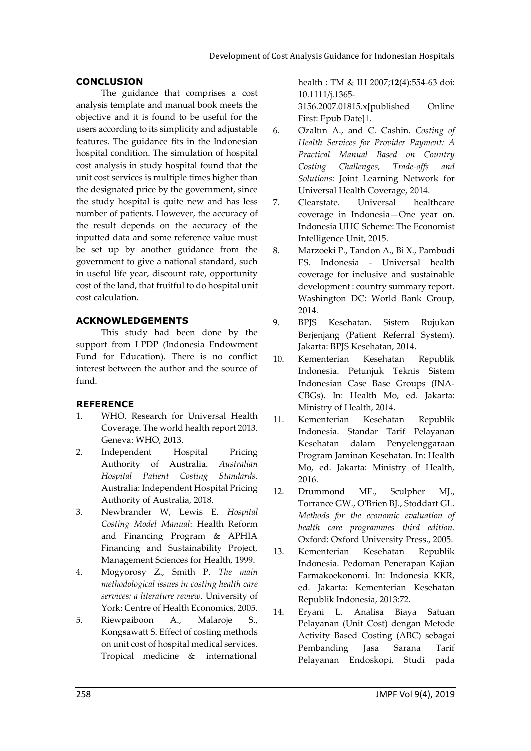## CONCLUSION

The guidance that comprises a cost analysis template and manual book meets the objective and it is found to be useful for the users according to its simplicity and adjustable features. The guidance fits in the Indonesian hospital condition. The simulation of hospital cost analysis in study hospital found that the unit cost services is multiple times higher than the designated price by the government, since the study hospital is quite new and has less number of patients. However, the accuracy of the result depends on the accuracy of the inputted data and some reference value must be set up by another guidance from the government to give a national standard, such in useful life year, discount rate, opportunity cost of the land, that fruitful to do hospital unit cost calculation.

## ACKNOWLEDGEMENTS

This study had been done by the support from LPDP (Indonesia Endowment Fund for Education). There is no conflict interest between the author and the source of fund.

## REFERENCE

1. WHO. Research for Universal Health Coverage. The world health report 2013. Geneva: WHO, 2013.
2. Independent Hospital Pricing Authority of Australia. *Australian Hospital Patient Costing Standards*. Australia: Independent Hospital Pricing Authority of Australia, 2018.
3. Newbrander W, Lewis E. *Hospital Costing Model Manual*: Health Reform and Financing Program & APHIA Financing and Sustainability Project, Management Sciences for Health, 1999.
4. Mogyorosy Z., Smith P. *The main methodological issues in costing health care services: a literature review*. University of York: Centre of Health Economics, 2005.
5. Riewpaiboon A., Malaroje S., Kongsawatt S. Effect of costing methods on unit cost of hospital medical services. Tropical medicine & international health : TM & IH 2007;**12**(4):554-63 doi: 10.1111/j.1365-3156.2007.01815.x[published Online First: Epub Date]|.
6. Özaltın A., and C. Cashin. *Costing of Health Services for Provider Payment: A Practical Manual Based on Country Costing Challenges, Trade-offs and Solutions*: Joint Learning Network for Universal Health Coverage, 2014.
7. Clearstate. Universal healthcare coverage in Indonesia—One year on. Indonesia UHC Scheme: The Economist Intelligence Unit, 2015.
8. Marzoeki P., Tandon A., Bi X., Pambudi ES. Indonesia - Universal health coverage for inclusive and sustainable development : country summary report. Washington DC: World Bank Group, 2014.
9. BPJS Kesehatan. Sistem Rujukan Berjenjang (Patient Referral System). Jakarta: BPJS Kesehatan, 2014.
10. Kementerian Kesehatan Republik Indonesia. Petunjuk Teknis Sistem Indonesian Case Base Groups (INA-CBGs). In: Health Mo, ed. Jakarta: Ministry of Health, 2014.
11. Kementerian Kesehatan Republik Indonesia. Standar Tarif Pelayanan Kesehatan dalam Penyelenggaraan Program Jaminan Kesehatan. In: Health Mo, ed. Jakarta: Ministry of Health, 2016.
12. Drummond MF., Sculpher MJ., Torrance GW., O'Brien BJ., Stoddart GL. *Methods for the economic evaluation of health care programmes third edition*. Oxford: Oxford University Press., 2005.
13. Kementerian Kesehatan Republik Indonesia. Pedoman Penerapan Kajian Farmakoekonomi. In: Indonesia KKR, ed. Jakarta: Kementerian Kesehatan Republik Indonesia, 2013:72.
14. Eryani L. Analisa Biaya Satuan Pelayanan (Unit Cost) dengan Metode Activity Based Costing (ABC) sebagai Pembanding Jasa Sarana Tarif Pelayanan Endoskopi, Studi pada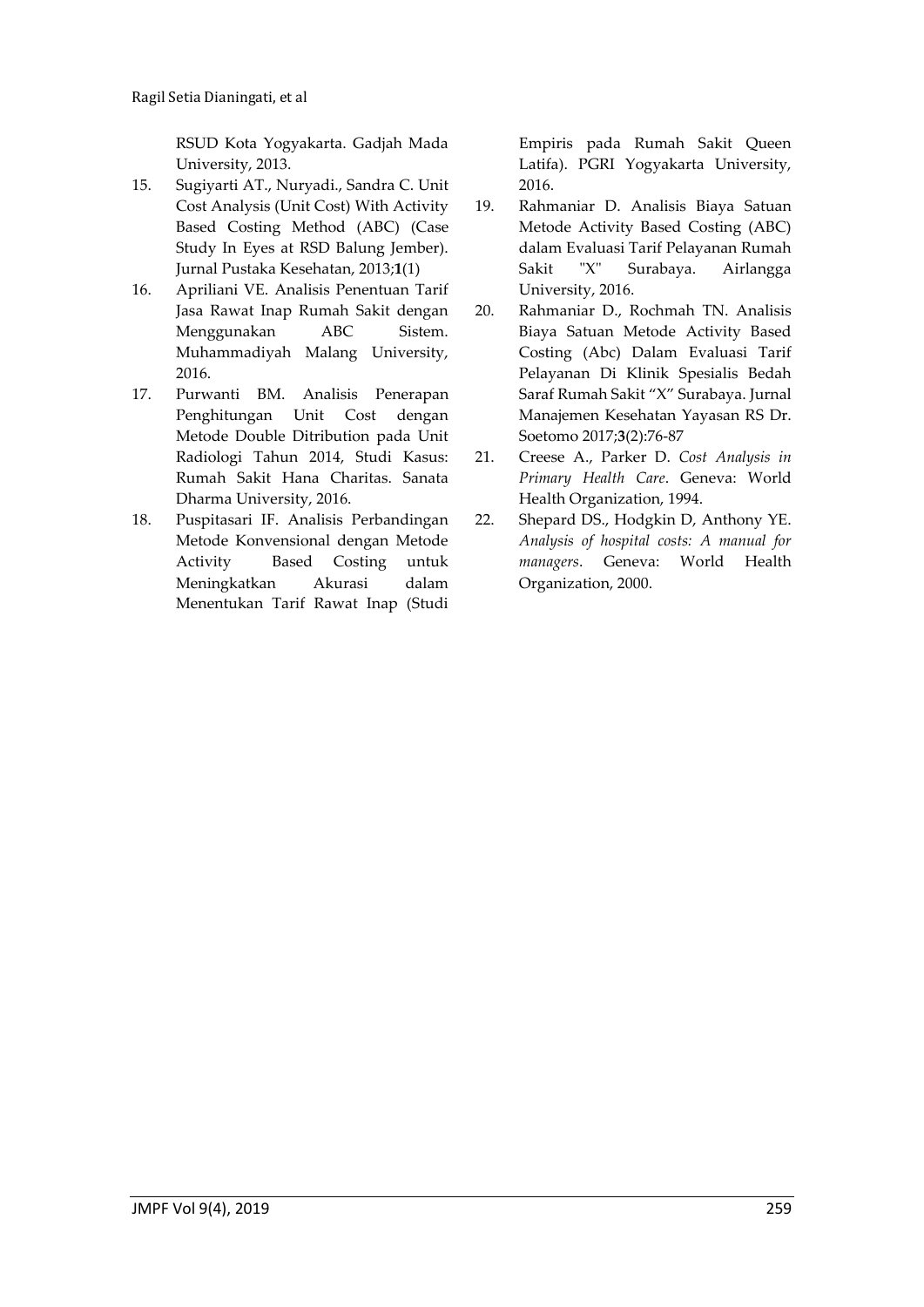RSUD Kota Yogyakarta. Gadjah Mada University, 2013.

15. Sugiyarti AT., Nuryadi., Sandra C. Unit Cost Analysis (Unit Cost) With Activity Based Costing Method (ABC) (Case Study In Eyes at RSD Balung Jember). Jurnal Pustaka Kesehatan, 2013;**1**(1)
16. Apriliani VE. Analisis Penentuan Tarif Jasa Rawat Inap Rumah Sakit dengan Menggunakan ABC Sistem. Muhammadiyah Malang University, 2016.
17. Purwanti BM. Analisis Penerapan Penghitungan Unit Cost dengan Metode Double Ditribution pada Unit Radiologi Tahun 2014, Studi Kasus: Rumah Sakit Hana Charitas. Sanata Dharma University, 2016.
18. Puspitasari IF. Analisis Perbandingan Metode Konvensional dengan Metode Activity Based Costing untuk Meningkatkan Akurasi dalam Menentukan Tarif Rawat Inap (Studi Empiris pada Rumah Sakit Queen Latifa). PGRI Yogyakarta University, 2016.
19. Rahmaniar D. Analisis Biaya Satuan Metode Activity Based Costing (ABC) dalam Evaluasi Tarif Pelayanan Rumah Sakit "X" Surabaya. Airlangga University, 2016.
20. Rahmaniar D., Rochmah TN. Analisis Biaya Satuan Metode Activity Based Costing (Abc) Dalam Evaluasi Tarif Pelayanan Di Klinik Spesialis Bedah Saraf Rumah Sakit "X" Surabaya. Jurnal Manajemen Kesehatan Yayasan RS Dr. Soetomo 2017;**3**(2):76-87
21. Creese A., Parker D. *Cost Analysis in Primary Health Care*. Geneva: World Health Organization, 1994.
22. Shepard DS., Hodgkin D, Anthony YE. *Analysis of hospital costs: A manual for managers*. Geneva: World Health Organization, 2000.